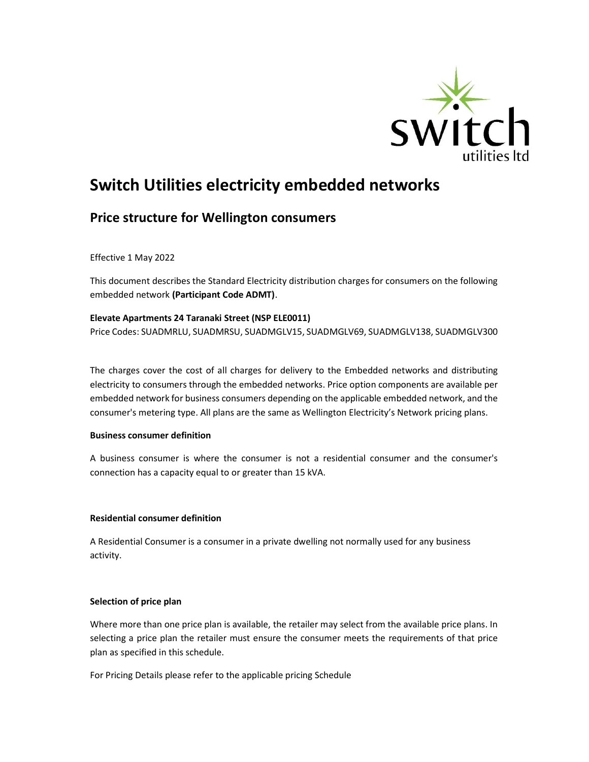# Switch Utilities electricity embedded networks

## Price structure for Wellington consumers

Effective 1 May 2022

This document describes the Standard Electricity distribution charges for consumers on the following embedded network **(Participant Code ADMT)**.

**Elevate Apartments 24 Taranaki Street (NSP ELE0011)**
Price Codes: SUADMRLU, SUADMRSU, SUADMGLV15, SUADMGLV69, SUADMGLV138, SUADMGLV300

The charges cover the cost of all charges for delivery to the Embedded networks and distributing electricity to consumers through the embedded networks. Price option components are available per embedded network for business consumers depending on the applicable embedded network, and the consumer's metering type. All plans are the same as Wellington Electricity's Network pricing plans.

**Business consumer definition**

A business consumer is where the consumer is not a residential consumer and the consumer's connection has a capacity equal to or greater than 15 kVA.

**Residential consumer definition**

A Residential Consumer is a consumer in a private dwelling not normally used for any business activity.

**Selection of price plan**

Where more than one price plan is available, the retailer may select from the available price plans. In selecting a price plan the retailer must ensure the consumer meets the requirements of that price plan as specified in this schedule.

For Pricing Details please refer to the applicable pricing Schedule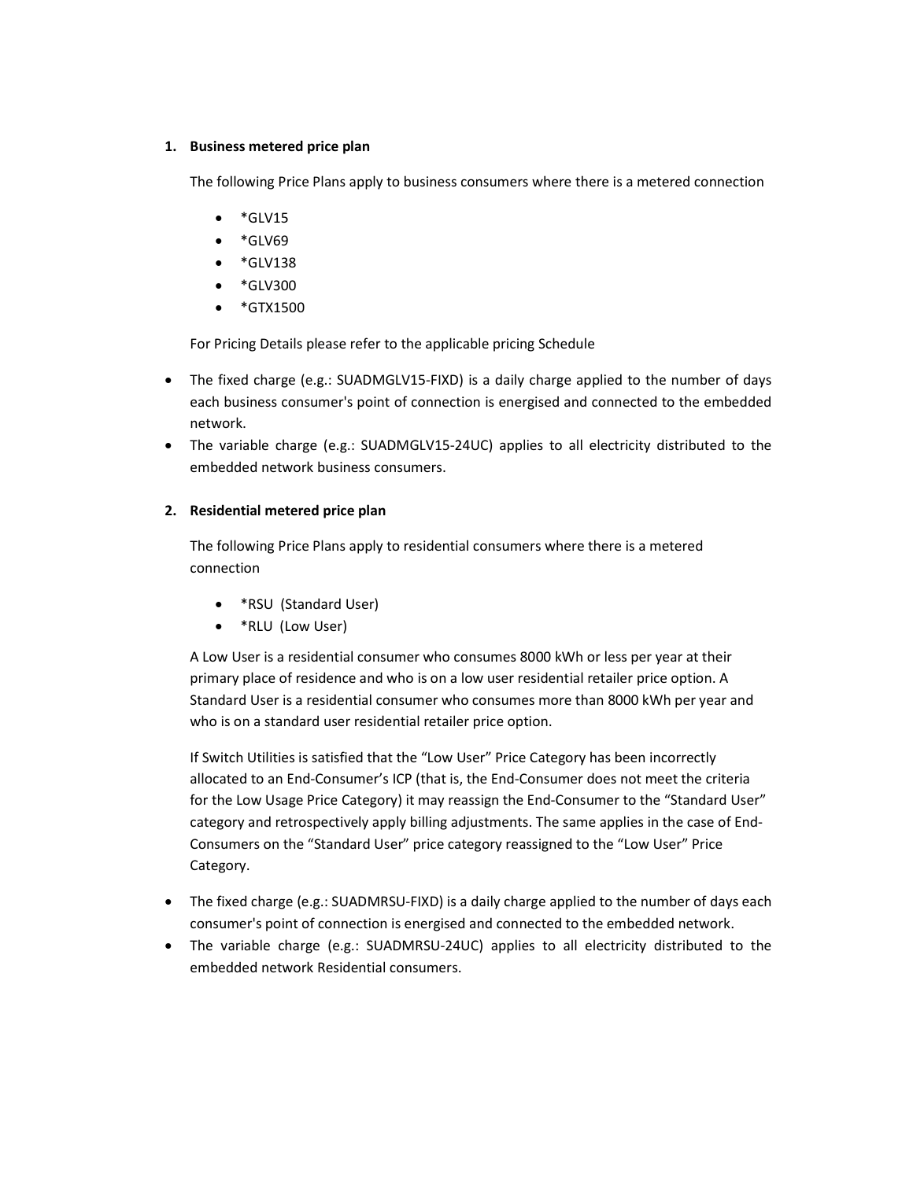1. **Business metered price plan**

   The following Price Plans apply to business consumers where there is a metered connection

   - *GLV15
   - *GLV69
   - *GLV138
   - *GLV300
   - *GTX1500

   For Pricing Details please refer to the applicable pricing Schedule

- The fixed charge (e.g.: SUADMGLV15-FIXD) is a daily charge applied to the number of days each business consumer's point of connection is energised and connected to the embedded network.
- The variable charge (e.g.: SUADMGLV15-24UC) applies to all electricity distributed to the embedded network business consumers.

2. **Residential metered price plan**

   The following Price Plans apply to residential consumers where there is a metered connection

   - *RSU (Standard User)
   - *RLU (Low User)

   A Low User is a residential consumer who consumes 8000 kWh or less per year at their primary place of residence and who is on a low user residential retailer price option. A Standard User is a residential consumer who consumes more than 8000 kWh per year and who is on a standard user residential retailer price option.

   If Switch Utilities is satisfied that the "Low User" Price Category has been incorrectly allocated to an End-Consumer's ICP (that is, the End-Consumer does not meet the criteria for the Low Usage Price Category) it may reassign the End-Consumer to the "Standard User" category and retrospectively apply billing adjustments. The same applies in the case of End-Consumers on the "Standard User" price category reassigned to the "Low User" Price Category.

- The fixed charge (e.g.: SUADMRSU-FIXD) is a daily charge applied to the number of days each consumer's point of connection is energised and connected to the embedded network.
- The variable charge (e.g.: SUADMRSU-24UC) applies to all electricity distributed to the embedded network Residential consumers.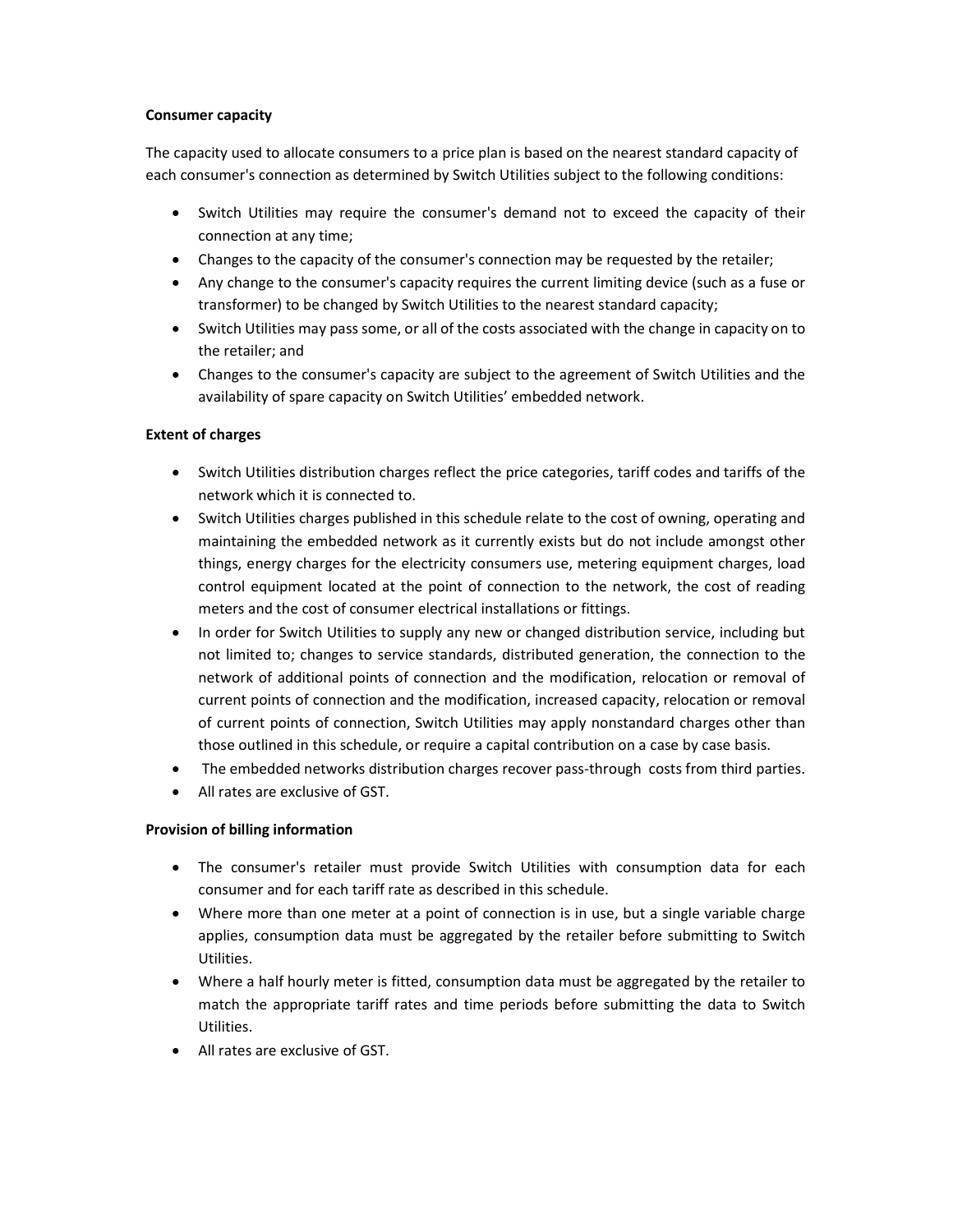**Consumer capacity**

The capacity used to allocate consumers to a price plan is based on the nearest standard capacity of each consumer's connection as determined by Switch Utilities subject to the following conditions:

- Switch Utilities may require the consumer's demand not to exceed the capacity of their connection at any time;
- Changes to the capacity of the consumer's connection may be requested by the retailer;
- Any change to the consumer's capacity requires the current limiting device (such as a fuse or transformer) to be changed by Switch Utilities to the nearest standard capacity;
- Switch Utilities may pass some, or all of the costs associated with the change in capacity on to the retailer; and
- Changes to the consumer's capacity are subject to the agreement of Switch Utilities and the availability of spare capacity on Switch Utilities' embedded network.

**Extent of charges**

- Switch Utilities distribution charges reflect the price categories, tariff codes and tariffs of the network which it is connected to.
- Switch Utilities charges published in this schedule relate to the cost of owning, operating and maintaining the embedded network as it currently exists but do not include amongst other things, energy charges for the electricity consumers use, metering equipment charges, load control equipment located at the point of connection to the network, the cost of reading meters and the cost of consumer electrical installations or fittings.
- In order for Switch Utilities to supply any new or changed distribution service, including but not limited to; changes to service standards, distributed generation, the connection to the network of additional points of connection and the modification, relocation or removal of current points of connection and the modification, increased capacity, relocation or removal of current points of connection, Switch Utilities may apply nonstandard charges other than those outlined in this schedule, or require a capital contribution on a case by case basis.
- The embedded networks distribution charges recover pass-through costs from third parties.
- All rates are exclusive of GST.

**Provision of billing information**

- The consumer's retailer must provide Switch Utilities with consumption data for each consumer and for each tariff rate as described in this schedule.
- Where more than one meter at a point of connection is in use, but a single variable charge applies, consumption data must be aggregated by the retailer before submitting to Switch Utilities.
- Where a half hourly meter is fitted, consumption data must be aggregated by the retailer to match the appropriate tariff rates and time periods before submitting the data to Switch Utilities.
- All rates are exclusive of GST.